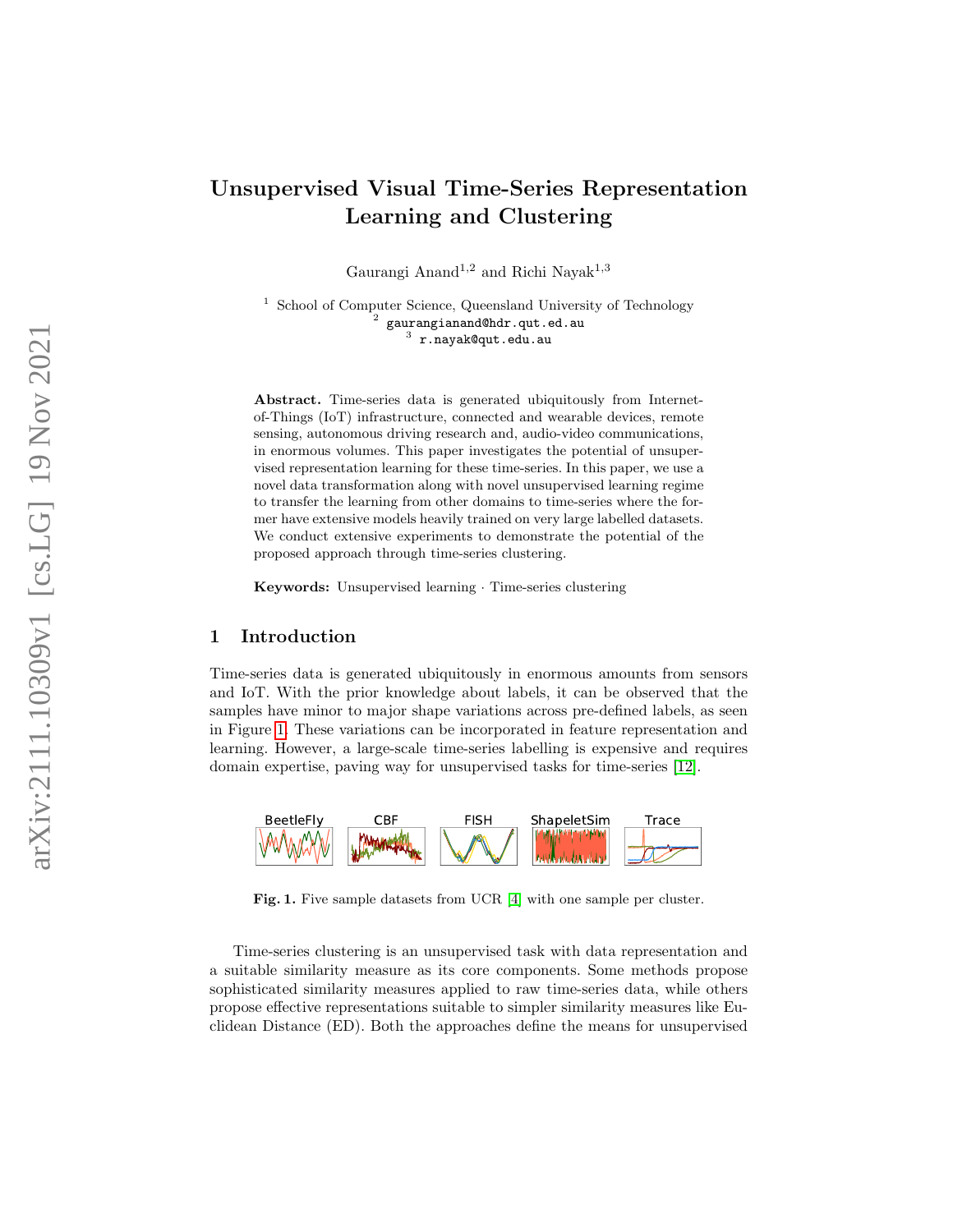# Unsupervised Visual Time-Series Representation Learning and Clustering

Gaurangi Anand[1,2] and Richi Nayak[1,3]

[1] School of Computer Science, Queensland University of Technology
[2] gaurangianand@hdr.qut.ed.au
[3] r.nayak@qut.edu.au

**Abstract.** Time-series data is generated ubiquitously from Internet-of-Things (IoT) infrastructure, connected and wearable devices, remote sensing, autonomous driving research and, audio-video communications, in enormous volumes. This paper investigates the potential of unsupervised representation learning for these time-series. In this paper, we use a novel data transformation along with novel unsupervised learning regime to transfer the learning from other domains to time-series where the former have extensive models heavily trained on very large labelled datasets. We conduct extensive experiments to demonstrate the potential of the proposed approach through time-series clustering.

**Keywords:** Unsupervised learning · Time-series clustering

## 1 Introduction

Time-series data is generated ubiquitously in enormous amounts from sensors and IoT. With the prior knowledge about labels, it can be observed that the samples have minor to major shape variations across pre-defined labels, as seen in Figure 1. These variations can be incorporated in feature representation and learning. However, a large-scale time-series labelling is expensive and requires domain expertise, paving way for unsupervised tasks for time-series [12].

**Fig. 1.** Five sample datasets from UCR [4] with one sample per cluster.

Time-series clustering is an unsupervised task with data representation and a suitable similarity measure as its core components. Some methods propose sophisticated similarity measures applied to raw time-series data, while others propose effective representations suitable to simpler similarity measures like Euclidean Distance (ED). Both the approaches define the means for unsupervised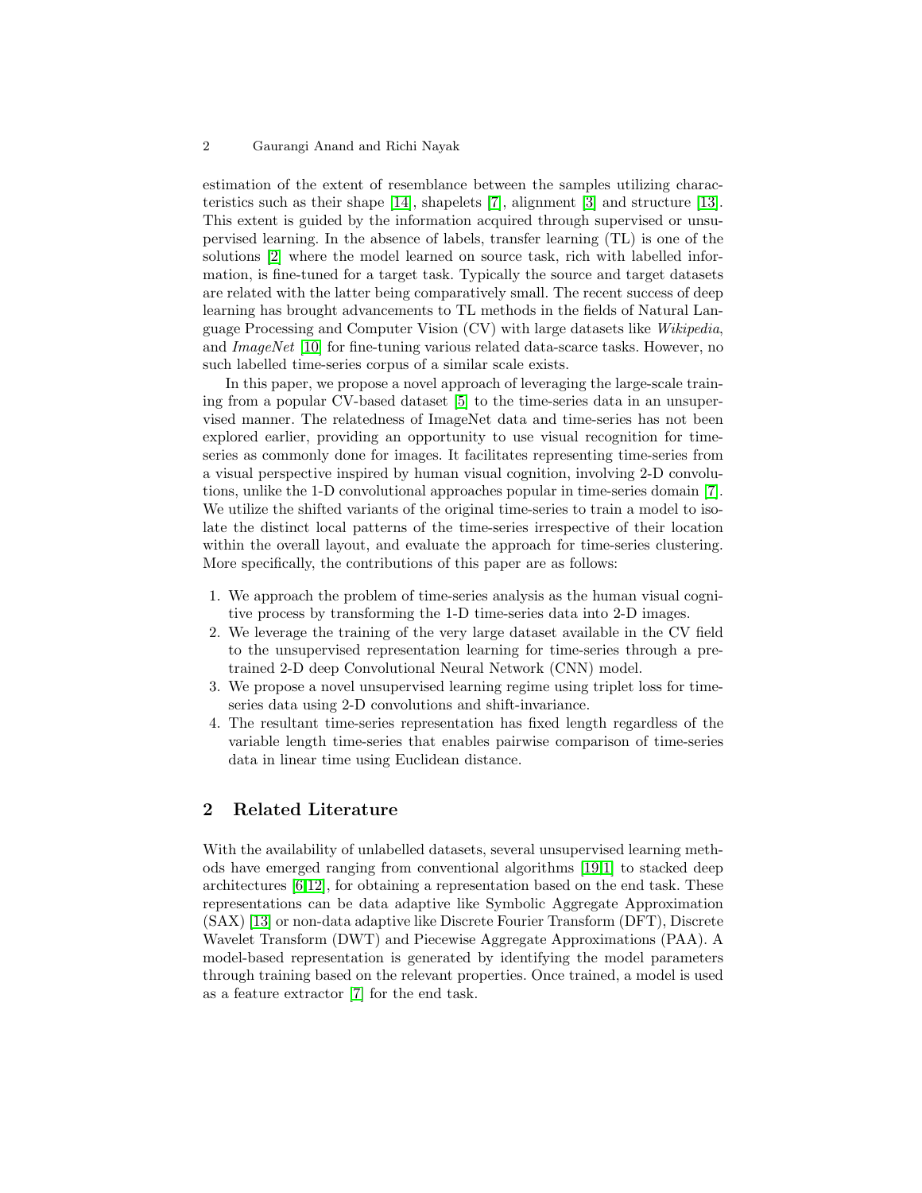estimation of the extent of resemblance between the samples utilizing characteristics such as their shape [14], shapelets [7], alignment [3] and structure [13]. This extent is guided by the information acquired through supervised or unsupervised learning. In the absence of labels, transfer learning (TL) is one of the solutions [2] where the model learned on source task, rich with labelled information, is fine-tuned for a target task. Typically the source and target datasets are related with the latter being comparatively small. The recent success of deep learning has brought advancements to TL methods in the fields of Natural Language Processing and Computer Vision (CV) with large datasets like *Wikipedia*, and *ImageNet* [10] for fine-tuning various related data-scarce tasks. However, no such labelled time-series corpus of a similar scale exists.

In this paper, we propose a novel approach of leveraging the large-scale training from a popular CV-based dataset [5] to the time-series data in an unsupervised manner. The relatedness of ImageNet data and time-series has not been explored earlier, providing an opportunity to use visual recognition for time-series as commonly done for images. It facilitates representing time-series from a visual perspective inspired by human visual cognition, involving 2-D convolutions, unlike the 1-D convolutional approaches popular in time-series domain [7]. We utilize the shifted variants of the original time-series to train a model to isolate the distinct local patterns of the time-series irrespective of their location within the overall layout, and evaluate the approach for time-series clustering. More specifically, the contributions of this paper are as follows:

1. We approach the problem of time-series analysis as the human visual cognitive process by transforming the 1-D time-series data into 2-D images.
2. We leverage the training of the very large dataset available in the CV field to the unsupervised representation learning for time-series through a pre-trained 2-D deep Convolutional Neural Network (CNN) model.
3. We propose a novel unsupervised learning regime using triplet loss for time-series data using 2-D convolutions and shift-invariance.
4. The resultant time-series representation has fixed length regardless of the variable length time-series that enables pairwise comparison of time-series data in linear time using Euclidean distance.

## 2 Related Literature

With the availability of unlabelled datasets, several unsupervised learning methods have emerged ranging from conventional algorithms [19,1] to stacked deep architectures [6,12], for obtaining a representation based on the end task. These representations can be data adaptive like Symbolic Aggregate Approximation (SAX) [13] or non-data adaptive like Discrete Fourier Transform (DFT), Discrete Wavelet Transform (DWT) and Piecewise Aggregate Approximations (PAA). A model-based representation is generated by identifying the model parameters through training based on the relevant properties. Once trained, a model is used as a feature extractor [7] for the end task.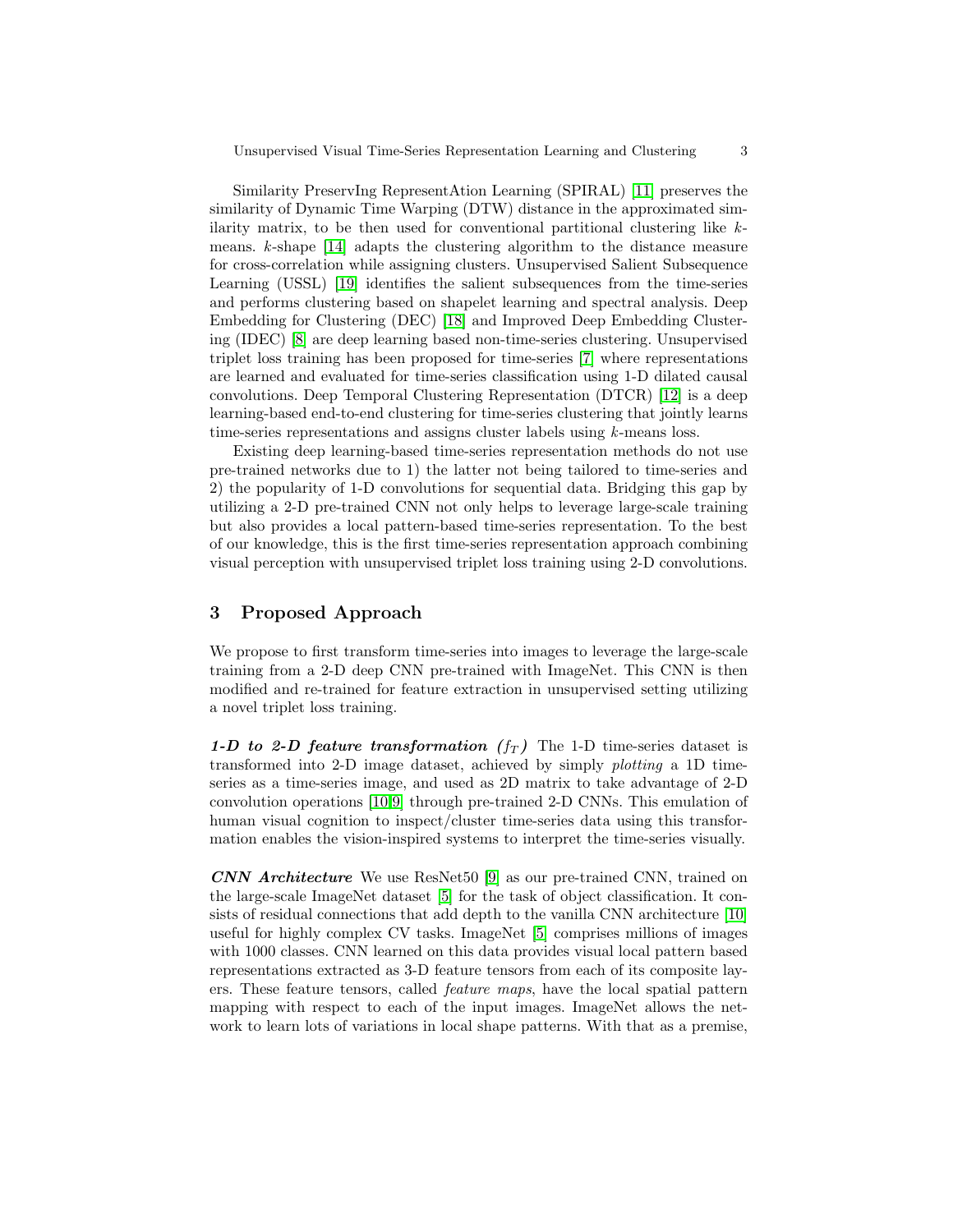Similarity PreservIng RepresentAtion Learning (SPIRAL) [11] preserves the similarity of Dynamic Time Warping (DTW) distance in the approximated similarity matrix, to be then used for conventional partitional clustering like $k$-means. $k$-shape [14] adapts the clustering algorithm to the distance measure for cross-correlation while assigning clusters. Unsupervised Salient Subsequence Learning (USSL) [19] identifies the salient subsequences from the time-series and performs clustering based on shapelet learning and spectral analysis. Deep Embedding for Clustering (DEC) [18] and Improved Deep Embedding Clustering (IDEC) [8] are deep learning based non-time-series clustering. Unsupervised triplet loss training has been proposed for time-series [7] where representations are learned and evaluated for time-series classification using 1-D dilated causal convolutions. Deep Temporal Clustering Representation (DTCR) [12] is a deep learning-based end-to-end clustering for time-series clustering that jointly learns time-series representations and assigns cluster labels using $k$-means loss.

Existing deep learning-based time-series representation methods do not use pre-trained networks due to 1) the latter not being tailored to time-series and 2) the popularity of 1-D convolutions for sequential data. Bridging this gap by utilizing a 2-D pre-trained CNN not only helps to leverage large-scale training but also provides a local pattern-based time-series representation. To the best of our knowledge, this is the first time-series representation approach combining visual perception with unsupervised triplet loss training using 2-D convolutions.

## 3 Proposed Approach

We propose to first transform time-series into images to leverage the large-scale training from a 2-D deep CNN pre-trained with ImageNet. This CNN is then modified and re-trained for feature extraction in unsupervised setting utilizing a novel triplet loss training.

***1-D to 2-D feature transformation ($f_T$)*** The 1-D time-series dataset is transformed into 2-D image dataset, achieved by simply *plotting* a 1D time-series as a time-series image, and used as 2D matrix to take advantage of 2-D convolution operations [10,9] through pre-trained 2-D CNNs. This emulation of human visual cognition to inspect/cluster time-series data using this transformation enables the vision-inspired systems to interpret the time-series visually.

***CNN Architecture*** We use ResNet50 [9] as our pre-trained CNN, trained on the large-scale ImageNet dataset [5] for the task of object classification. It consists of residual connections that add depth to the vanilla CNN architecture [10] useful for highly complex CV tasks. ImageNet [5] comprises millions of images with 1000 classes. CNN learned on this data provides visual local pattern based representations extracted as 3-D feature tensors from each of its composite layers. These feature tensors, called *feature maps*, have the local spatial pattern mapping with respect to each of the input images. ImageNet allows the network to learn lots of variations in local shape patterns. With that as a premise,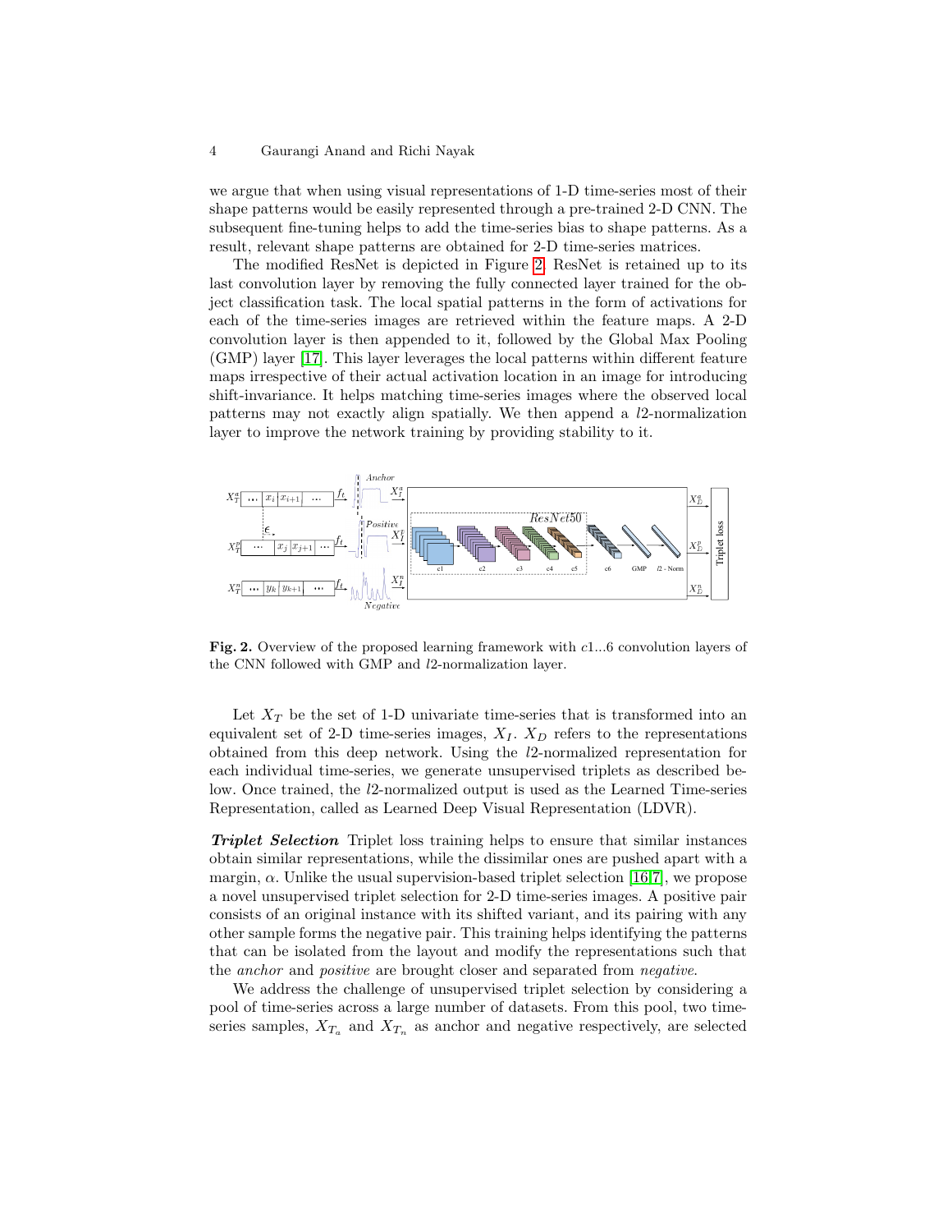we argue that when using visual representations of 1-D time-series most of their shape patterns would be easily represented through a pre-trained 2-D CNN. The subsequent fine-tuning helps to add the time-series bias to shape patterns. As a result, relevant shape patterns are obtained for 2-D time-series matrices.

The modified ResNet is depicted in Figure 2. ResNet is retained up to its last convolution layer by removing the fully connected layer trained for the object classification task. The local spatial patterns in the form of activations for each of the time-series images are retrieved within the feature maps. A 2-D convolution layer is then appended to it, followed by the Global Max Pooling (GMP) layer [17]. This layer leverages the local patterns within different feature maps irrespective of their actual activation location in an image for introducing shift-invariance. It helps matching time-series images where the observed local patterns may not exactly align spatially. We then append a $l2$-normalization layer to improve the network training by providing stability to it.

**Fig. 2.** Overview of the proposed learning framework with $c1...6$ convolution layers of the CNN followed with GMP and $l2$-normalization layer.

Let $X_T$ be the set of 1-D univariate time-series that is transformed into an equivalent set of 2-D time-series images, $X_I$. $X_D$ refers to the representations obtained from this deep network. Using the $l2$-normalized representation for each individual time-series, we generate unsupervised triplets as described below. Once trained, the $l2$-normalized output is used as the Learned Time-series Representation, called as Learned Deep Visual Representation (LDVR).

***Triplet Selection*** Triplet loss training helps to ensure that similar instances obtain similar representations, while the dissimilar ones are pushed apart with a margin, $\alpha$. Unlike the usual supervision-based triplet selection [16,7], we propose a novel unsupervised triplet selection for 2-D time-series images. A positive pair consists of an original instance with its shifted variant, and its pairing with any other sample forms the negative pair. This training helps identifying the patterns that can be isolated from the layout and modify the representations such that the *anchor* and *positive* are brought closer and separated from *negative*.

We address the challenge of unsupervised triplet selection by considering a pool of time-series across a large number of datasets. From this pool, two time-series samples, $X_{T_a}$ and $X_{T_n}$ as anchor and negative respectively, are selected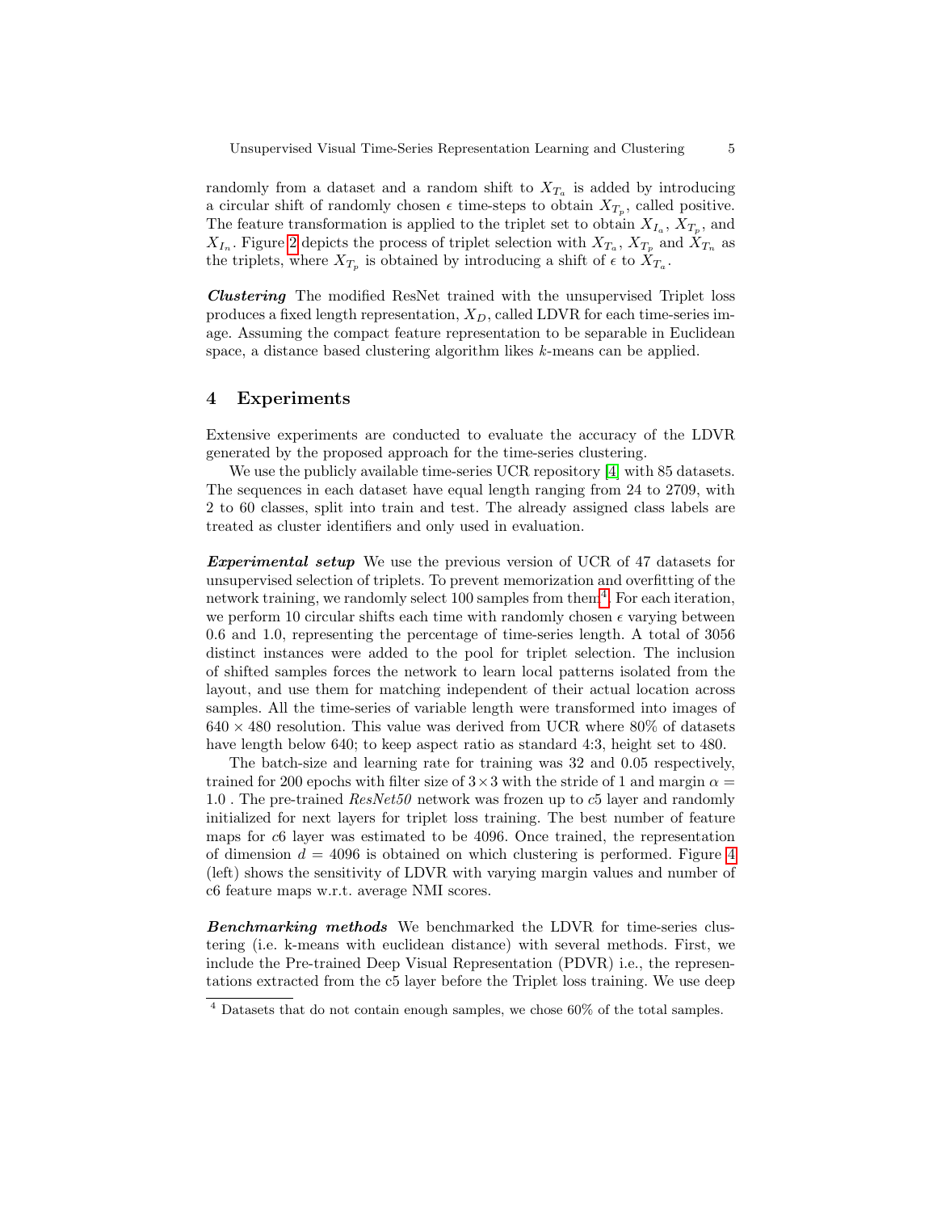randomly from a dataset and a random shift to $X_{T_a}$ is added by introducing a circular shift of randomly chosen $\epsilon$ time-steps to obtain $X_{T_p}$, called positive. The feature transformation is applied to the triplet set to obtain $X_{I_a}$, $X_{T_p}$, and $X_{I_n}$. Figure 2 depicts the process of triplet selection with $X_{T_a}$, $X_{T_p}$ and $X_{T_n}$ as the triplets, where $X_{T_p}$ is obtained by introducing a shift of $\epsilon$ to $X_{T_a}$.

***Clustering*** The modified ResNet trained with the unsupervised Triplet loss produces a fixed length representation, $X_D$, called LDVR for each time-series image. Assuming the compact feature representation to be separable in Euclidean space, a distance based clustering algorithm likes $k$-means can be applied.

## 4 Experiments

Extensive experiments are conducted to evaluate the accuracy of the LDVR generated by the proposed approach for the time-series clustering.

We use the publicly available time-series UCR repository [4] with 85 datasets. The sequences in each dataset have equal length ranging from 24 to 2709, with 2 to 60 classes, split into train and test. The already assigned class labels are treated as cluster identifiers and only used in evaluation.

***Experimental setup*** We use the previous version of UCR of 47 datasets for unsupervised selection of triplets. To prevent memorization and overfitting of the network training, we randomly select 100 samples from them[4]. For each iteration, we perform 10 circular shifts each time with randomly chosen $\epsilon$ varying between 0.6 and 1.0, representing the percentage of time-series length. A total of 3056 distinct instances were added to the pool for triplet selection. The inclusion of shifted samples forces the network to learn local patterns isolated from the layout, and use them for matching independent of their actual location across samples. All the time-series of variable length were transformed into images of $640 \times 480$ resolution. This value was derived from UCR where 80% of datasets have length below 640; to keep aspect ratio as standard 4:3, height set to 480.

The batch-size and learning rate for training was 32 and 0.05 respectively, trained for 200 epochs with filter size of $3 \times 3$ with the stride of 1 and margin $\alpha = 1.0$ . The pre-trained *ResNet50* network was frozen up to $c5$ layer and randomly initialized for next layers for triplet loss training. The best number of feature maps for $c6$ layer was estimated to be 4096. Once trained, the representation of dimension $d = 4096$ is obtained on which clustering is performed. Figure 4 (left) shows the sensitivity of LDVR with varying margin values and number of c6 feature maps w.r.t. average NMI scores.

***Benchmarking methods*** We benchmarked the LDVR for time-series clustering (i.e. k-means with euclidean distance) with several methods. First, we include the Pre-trained Deep Visual Representation (PDVR) i.e., the representations extracted from the c5 layer before the Triplet loss training. We use deep

[4] Datasets that do not contain enough samples, we chose 60% of the total samples.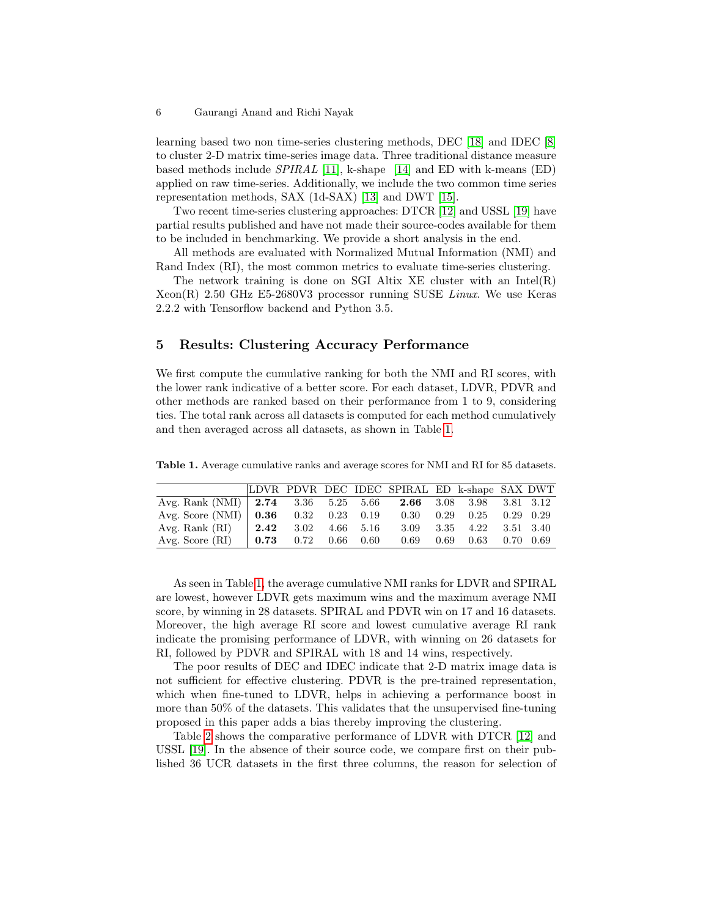learning based two non time-series clustering methods, DEC [18] and IDEC [8] to cluster 2-D matrix time-series image data. Three traditional distance measure based methods include *SPIRAL* [11], k-shape [14] and ED with k-means (ED) applied on raw time-series. Additionally, we include the two common time series representation methods, SAX (1d-SAX) [13] and DWT [15].

Two recent time-series clustering approaches: DTCR [12] and USSL [19] have partial results published and have not made their source-codes available for them to be included in benchmarking. We provide a short analysis in the end.

All methods are evaluated with Normalized Mutual Information (NMI) and Rand Index (RI), the most common metrics to evaluate time-series clustering.

The network training is done on SGI Altix XE cluster with an Intel(R) Xeon(R) 2.50 GHz E5-2680V3 processor running SUSE *Linux*. We use Keras 2.2.2 with Tensorflow backend and Python 3.5.

## 5 Results: Clustering Accuracy Performance

We first compute the cumulative ranking for both the NMI and RI scores, with the lower rank indicative of a better score. For each dataset, LDVR, PDVR and other methods are ranked based on their performance from 1 to 9, considering ties. The total rank across all datasets is computed for each method cumulatively and then averaged across all datasets, as shown in Table 1.

**Table 1.** Average cumulative ranks and average scores for NMI and RI for 85 datasets.

| | LDVR | PDVR | DEC | IDEC | SPIRAL | ED | k-shape | SAX | DWT |
|---|---|---|---|---|---|---|---|---|---|
| Avg. Rank (NMI) | **2.74** | 3.36 | 5.25 | 5.66 | **2.66** | 3.08 | 3.98 | 3.81 | 3.12 |
| Avg. Score (NMI) | **0.36** | 0.32 | 0.23 | 0.19 | 0.30 | 0.29 | 0.25 | 0.29 | 0.29 |
| Avg. Rank (RI) | **2.42** | 3.02 | 4.66 | 5.16 | 3.09 | 3.35 | 4.22 | 3.51 | 3.40 |
| Avg. Score (RI) | **0.73** | 0.72 | 0.66 | 0.60 | 0.69 | 0.69 | 0.63 | 0.70 | 0.69 |

As seen in Table 1, the average cumulative NMI ranks for LDVR and SPIRAL are lowest, however LDVR gets maximum wins and the maximum average NMI score, by winning in 28 datasets. SPIRAL and PDVR win on 17 and 16 datasets. Moreover, the high average RI score and lowest cumulative average RI rank indicate the promising performance of LDVR, with winning on 26 datasets for RI, followed by PDVR and SPIRAL with 18 and 14 wins, respectively.

The poor results of DEC and IDEC indicate that 2-D matrix image data is not sufficient for effective clustering. PDVR is the pre-trained representation, which when fine-tuned to LDVR, helps in achieving a performance boost in more than 50% of the datasets. This validates that the unsupervised fine-tuning proposed in this paper adds a bias thereby improving the clustering.

Table 2 shows the comparative performance of LDVR with DTCR [12] and USSL [19]. In the absence of their source code, we compare first on their published 36 UCR datasets in the first three columns, the reason for selection of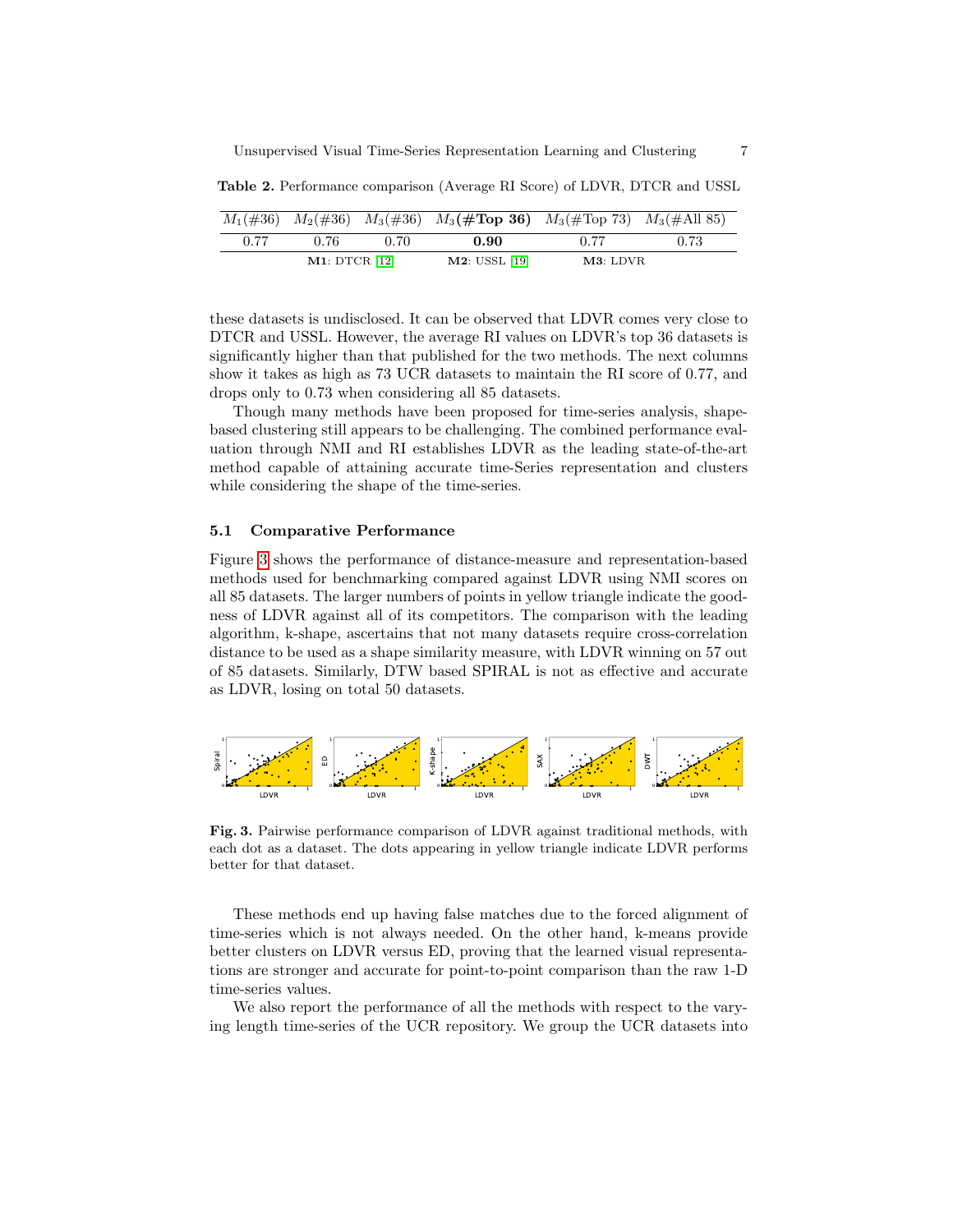**Table 2.** Performance comparison (Average RI Score) of LDVR, DTCR and USSL

| $M_1$(#36) | $M_2$(#36) | $M_3$(#36) | $M_3$**(#Top 36)** | $M_3$(#Top 73) | $M_3$(#All 85) |
|---|---|---|---|---|---|
| 0.77 | 0.76 | 0.70 | **0.90** | 0.77 | 0.73 |

**M1**: DTCR [12] **M2**: USSL [19] **M3**: LDVR

these datasets is undisclosed. It can be observed that LDVR comes very close to DTCR and USSL. However, the average RI values on LDVR's top 36 datasets is significantly higher than that published for the two methods. The next columns show it takes as high as 73 UCR datasets to maintain the RI score of 0.77, and drops only to 0.73 when considering all 85 datasets.

Though many methods have been proposed for time-series analysis, shape-based clustering still appears to be challenging. The combined performance evaluation through NMI and RI establishes LDVR as the leading state-of-the-art method capable of attaining accurate time-Series representation and clusters while considering the shape of the time-series.

### 5.1 Comparative Performance

Figure 3 shows the performance of distance-measure and representation-based methods used for benchmarking compared against LDVR using NMI scores on all 85 datasets. The larger numbers of points in yellow triangle indicate the goodness of LDVR against all of its competitors. The comparison with the leading algorithm, k-shape, ascertains that not many datasets require cross-correlation distance to be used as a shape similarity measure, with LDVR winning on 57 out of 85 datasets. Similarly, DTW based SPIRAL is not as effective and accurate as LDVR, losing on total 50 datasets.

**Fig. 3.** Pairwise performance comparison of LDVR against traditional methods, with each dot as a dataset. The dots appearing in yellow triangle indicate LDVR performs better for that dataset.

These methods end up having false matches due to the forced alignment of time-series which is not always needed. On the other hand, k-means provide better clusters on LDVR versus ED, proving that the learned visual representations are stronger and accurate for point-to-point comparison than the raw 1-D time-series values.

We also report the performance of all the methods with respect to the varying length time-series of the UCR repository. We group the UCR datasets into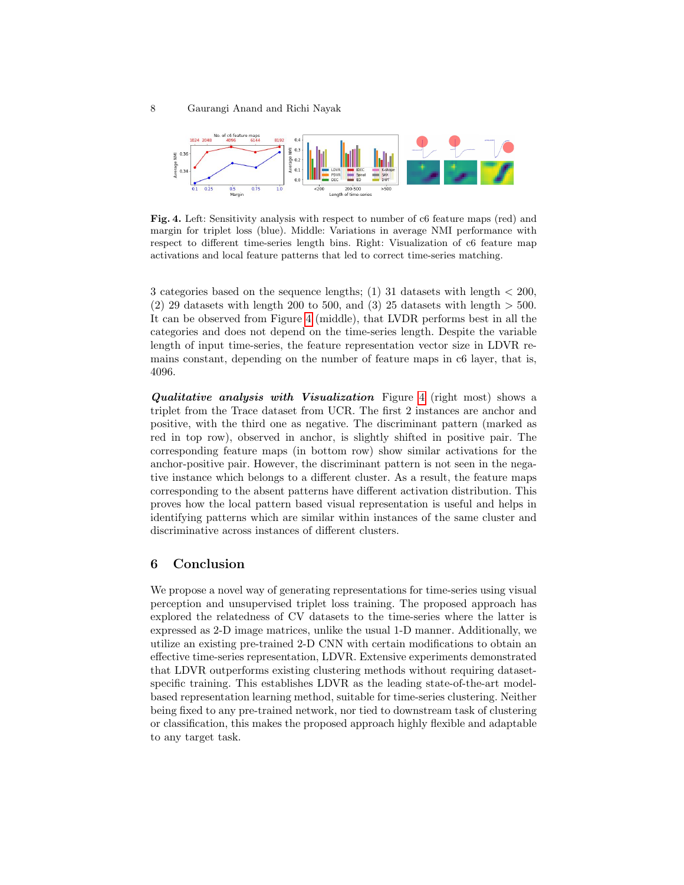**Fig. 4.** Left: Sensitivity analysis with respect to number of c6 feature maps (red) and margin for triplet loss (blue). Middle: Variations in average NMI performance with respect to different time-series length bins. Right: Visualization of c6 feature map activations and local feature patterns that led to correct time-series matching.

3 categories based on the sequence lengths; (1) 31 datasets with length $< 200$, (2) 29 datasets with length 200 to 500, and (3) 25 datasets with length $> 500$. It can be observed from Figure 4 (middle), that LVDR performs best in all the categories and does not depend on the time-series length. Despite the variable length of input time-series, the feature representation vector size in LDVR remains constant, depending on the number of feature maps in c6 layer, that is, 4096.

***Qualitative analysis with Visualization*** Figure 4 (right most) shows a triplet from the Trace dataset from UCR. The first 2 instances are anchor and positive, with the third one as negative. The discriminant pattern (marked as red in top row), observed in anchor, is slightly shifted in positive pair. The corresponding feature maps (in bottom row) show similar activations for the anchor-positive pair. However, the discriminant pattern is not seen in the negative instance which belongs to a different cluster. As a result, the feature maps corresponding to the absent patterns have different activation distribution. This proves how the local pattern based visual representation is useful and helps in identifying patterns which are similar within instances of the same cluster and discriminative across instances of different clusters.

## 6 Conclusion

We propose a novel way of generating representations for time-series using visual perception and unsupervised triplet loss training. The proposed approach has explored the relatedness of CV datasets to the time-series where the latter is expressed as 2-D image matrices, unlike the usual 1-D manner. Additionally, we utilize an existing pre-trained 2-D CNN with certain modifications to obtain an effective time-series representation, LDVR. Extensive experiments demonstrated that LDVR outperforms existing clustering methods without requiring dataset-specific training. This establishes LDVR as the leading state-of-the-art model-based representation learning method, suitable for time-series clustering. Neither being fixed to any pre-trained network, nor tied to downstream task of clustering or classification, this makes the proposed approach highly flexible and adaptable to any target task.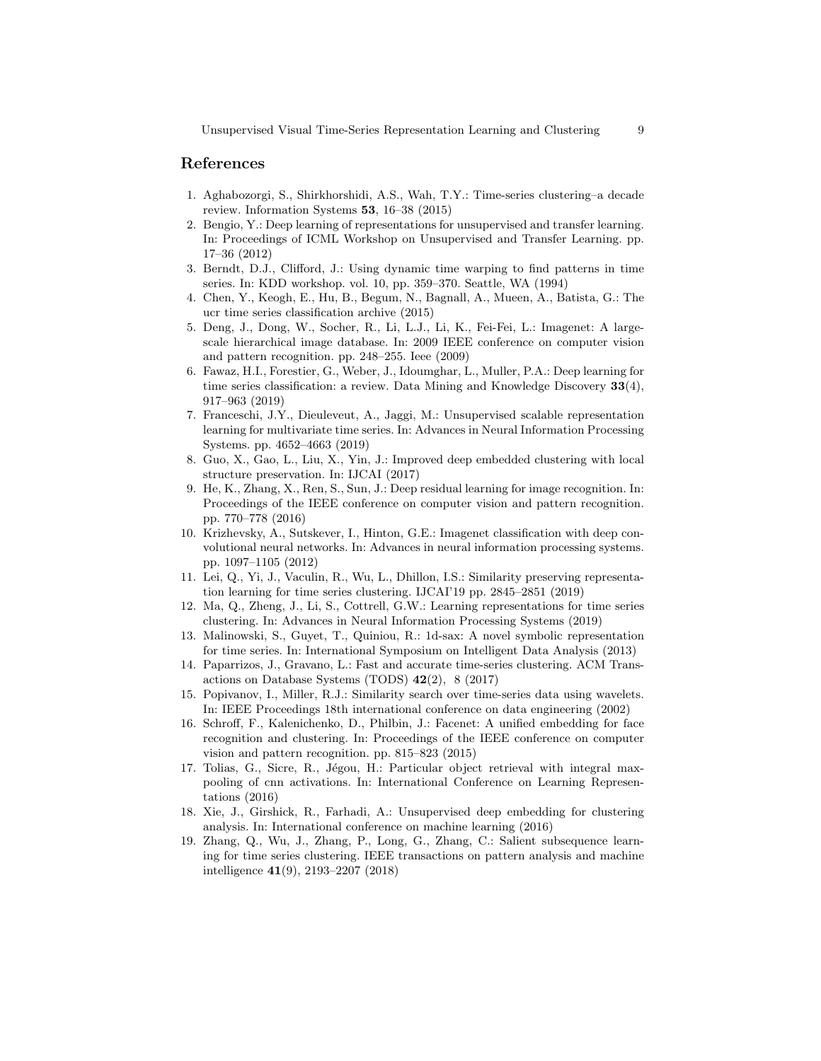## References

1. Aghabozorgi, S., Shirkhorshidi, A.S., Wah, T.Y.: Time-series clustering–a decade review. Information Systems **53**, 16–38 (2015)
2. Bengio, Y.: Deep learning of representations for unsupervised and transfer learning. In: Proceedings of ICML Workshop on Unsupervised and Transfer Learning. pp. 17–36 (2012)
3. Berndt, D.J., Clifford, J.: Using dynamic time warping to find patterns in time series. In: KDD workshop. vol. 10, pp. 359–370. Seattle, WA (1994)
4. Chen, Y., Keogh, E., Hu, B., Begum, N., Bagnall, A., Mueen, A., Batista, G.: The ucr time series classification archive (2015)
5. Deng, J., Dong, W., Socher, R., Li, L.J., Li, K., Fei-Fei, L.: Imagenet: A large-scale hierarchical image database. In: 2009 IEEE conference on computer vision and pattern recognition. pp. 248–255. Ieee (2009)
6. Fawaz, H.I., Forestier, G., Weber, J., Idoumghar, L., Muller, P.A.: Deep learning for time series classification: a review. Data Mining and Knowledge Discovery **33**(4), 917–963 (2019)
7. Franceschi, J.Y., Dieuleveut, A., Jaggi, M.: Unsupervised scalable representation learning for multivariate time series. In: Advances in Neural Information Processing Systems. pp. 4652–4663 (2019)
8. Guo, X., Gao, L., Liu, X., Yin, J.: Improved deep embedded clustering with local structure preservation. In: IJCAI (2017)
9. He, K., Zhang, X., Ren, S., Sun, J.: Deep residual learning for image recognition. In: Proceedings of the IEEE conference on computer vision and pattern recognition. pp. 770–778 (2016)
10. Krizhevsky, A., Sutskever, I., Hinton, G.E.: Imagenet classification with deep convolutional neural networks. In: Advances in neural information processing systems. pp. 1097–1105 (2012)
11. Lei, Q., Yi, J., Vaculin, R., Wu, L., Dhillon, I.S.: Similarity preserving representation learning for time series clustering. IJCAI'19 pp. 2845–2851 (2019)
12. Ma, Q., Zheng, J., Li, S., Cottrell, G.W.: Learning representations for time series clustering. In: Advances in Neural Information Processing Systems (2019)
13. Malinowski, S., Guyet, T., Quiniou, R.: 1d-sax: A novel symbolic representation for time series. In: International Symposium on Intelligent Data Analysis (2013)
14. Paparrizos, J., Gravano, L.: Fast and accurate time-series clustering. ACM Transactions on Database Systems (TODS) **42**(2), 8 (2017)
15. Popivanov, I., Miller, R.J.: Similarity search over time-series data using wavelets. In: IEEE Proceedings 18th international conference on data engineering (2002)
16. Schroff, F., Kalenichenko, D., Philbin, J.: Facenet: A unified embedding for face recognition and clustering. In: Proceedings of the IEEE conference on computer vision and pattern recognition. pp. 815–823 (2015)
17. Tolias, G., Sicre, R., Jégou, H.: Particular object retrieval with integral max-pooling of cnn activations. In: International Conference on Learning Representations (2016)
18. Xie, J., Girshick, R., Farhadi, A.: Unsupervised deep embedding for clustering analysis. In: International conference on machine learning (2016)
19. Zhang, Q., Wu, J., Zhang, P., Long, G., Zhang, C.: Salient subsequence learning for time series clustering. IEEE transactions on pattern analysis and machine intelligence **41**(9), 2193–2207 (2018)